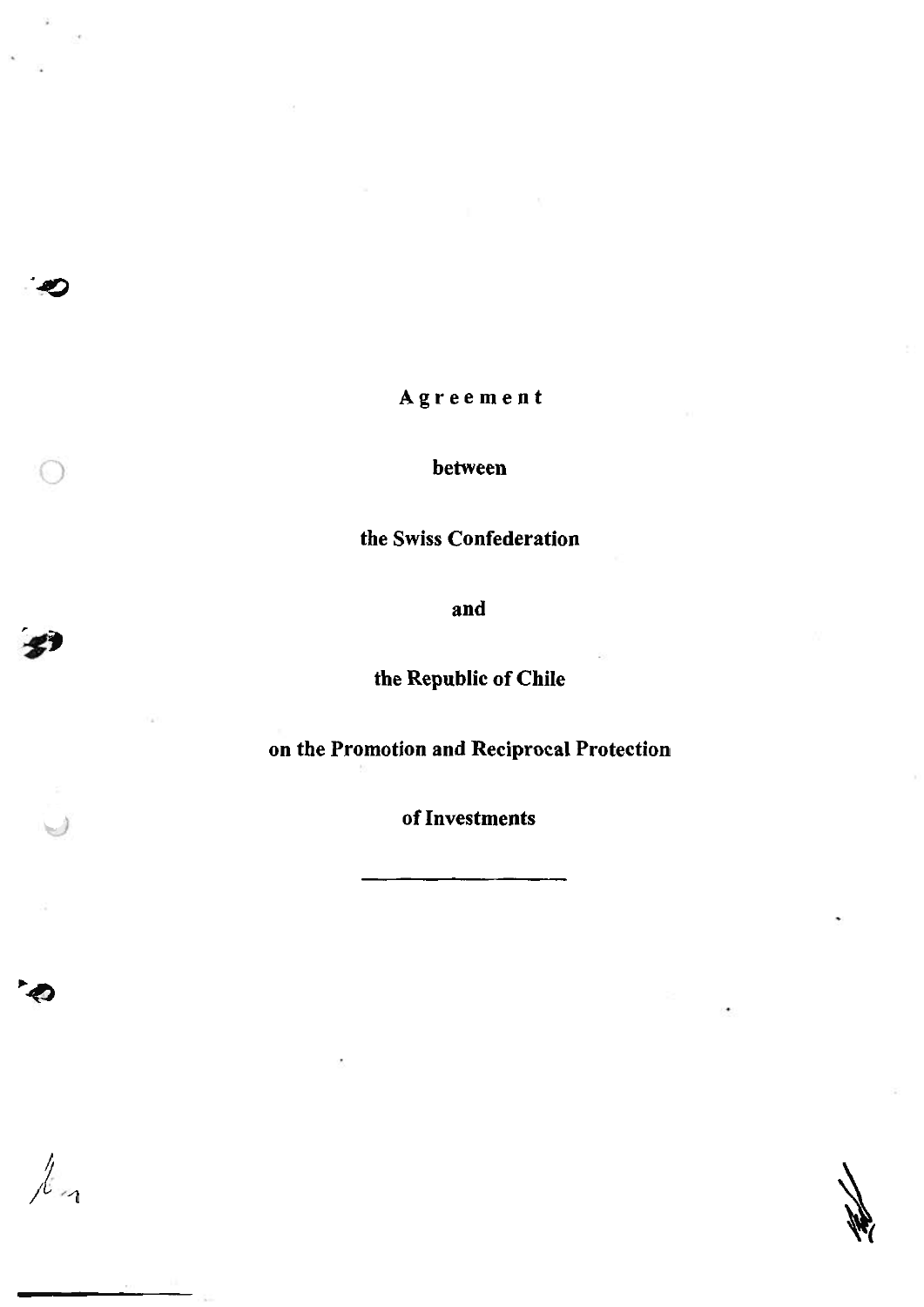# Agreement

**between**

**the Swiss Confederation**

**and**

**the Republic of Chile**

**on the Promotion and Reciprocal Protection**

**of Investments**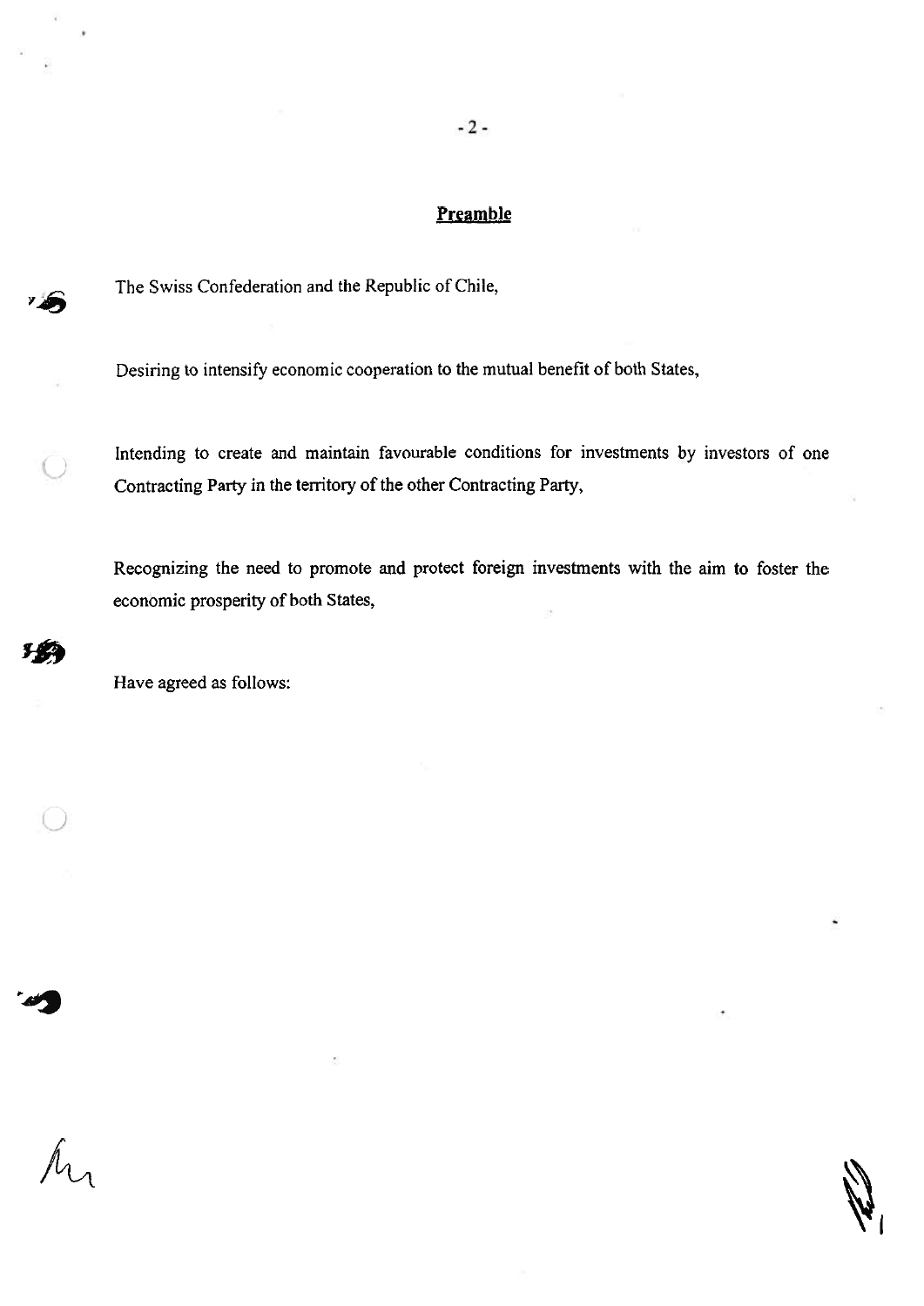## Preamble

The Swiss Confederation and the Republic of Chile,

Desiring to intensify economic cooperation to the mutual benefit of both States,

Intending to create and maintain favourable conditions for investments by investors of one Contracting Party in the territory of the other Contracting Party,

Recognizing the need to promote and protect foreign investments with the aim to foster the economic prosperity of both States,

Have agreed as follows: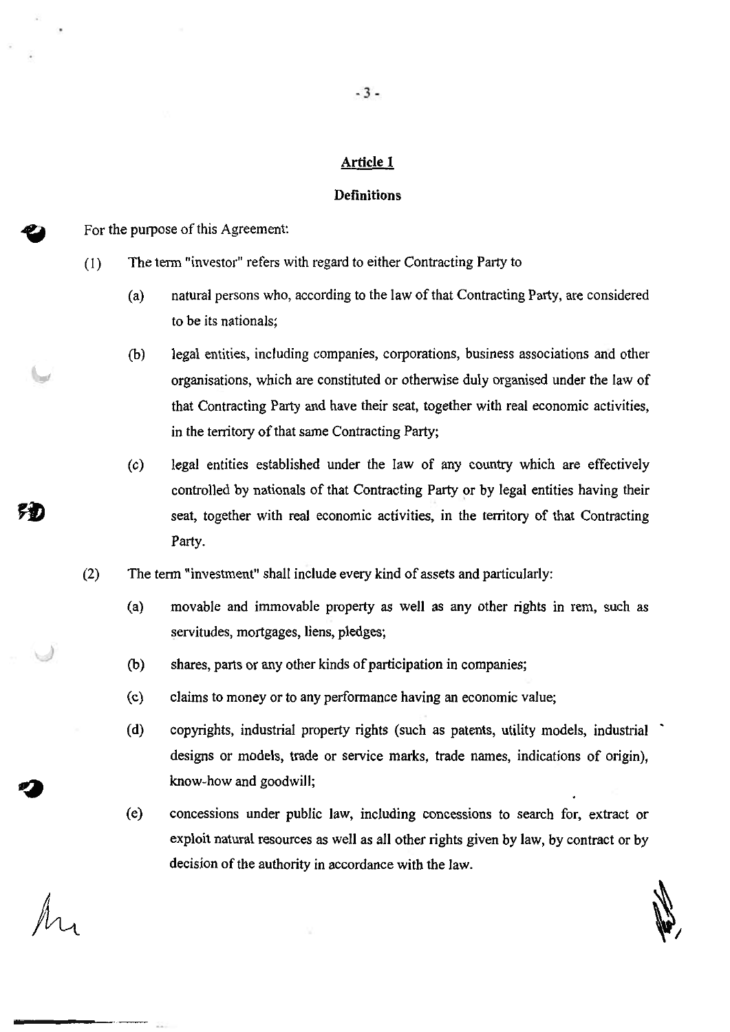## Article 1

### Definitions

For the purpose of this Agreement:

(1) The term "investor" refers with regard to either Contracting Party to

  (a) natural persons who, according to the law of that Contracting Party, are considered to be its nationals;

  (b) legal entities, including companies, corporations, business associations and other organisations, which are constituted or otherwise duly organised under the law of that Contracting Party and have their seat, together with real economic activities, in the territory of that same Contracting Party;

  (c) legal entities established under the law of any country which are effectively controlled by nationals of that Contracting Party or by legal entities having their seat, together with real economic activities, in the territory of that Contracting Party.

(2) The term "investment" shall include every kind of assets and particularly:

  (a) movable and immovable property as well as any other rights in rem, such as servitudes, mortgages, liens, pledges;

  (b) shares, parts or any other kinds of participation in companies;

  (c) claims to money or to any performance having an economic value;

  (d) copyrights, industrial property rights (such as patents, utility models, industrial designs or models, trade or service marks, trade names, indications of origin), know-how and goodwill;

  (e) concessions under public law, including concessions to search for, extract or exploit natural resources as well as all other rights given by law, by contract or by decision of the authority in accordance with the law.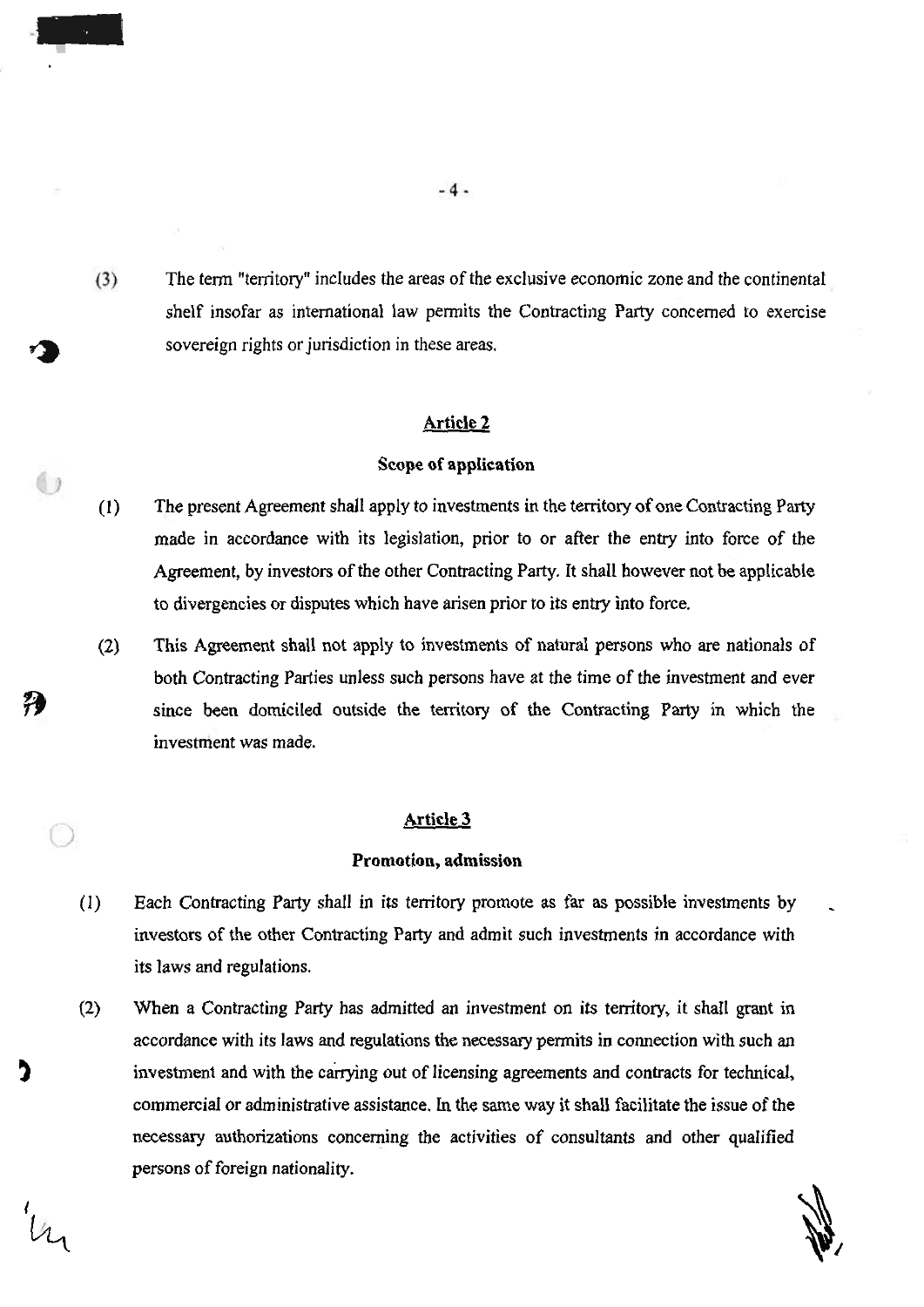(3) The term "territory" includes the areas of the exclusive economic zone and the continental shelf insofar as international law permits the Contracting Party concerned to exercise sovereign rights or jurisdiction in these areas.

## Article 2

### Scope of application

(1) The present Agreement shall apply to investments in the territory of one Contracting Party made in accordance with its legislation, prior to or after the entry into force of the Agreement, by investors of the other Contracting Party. It shall however not be applicable to divergencies or disputes which have arisen prior to its entry into force.

(2) This Agreement shall not apply to investments of natural persons who are nationals of both Contracting Parties unless such persons have at the time of the investment and ever since been domiciled outside the territory of the Contracting Party in which the investment was made.

## Article 3

### Promotion, admission

(1) Each Contracting Party shall in its territory promote as far as possible investments by investors of the other Contracting Party and admit such investments in accordance with its laws and regulations.

(2) When a Contracting Party has admitted an investment on its territory, it shall grant in accordance with its laws and regulations the necessary permits in connection with such an investment and with the carrying out of licensing agreements and contracts for technical, commercial or administrative assistance. In the same way it shall facilitate the issue of the necessary authorizations concerning the activities of consultants and other qualified persons of foreign nationality.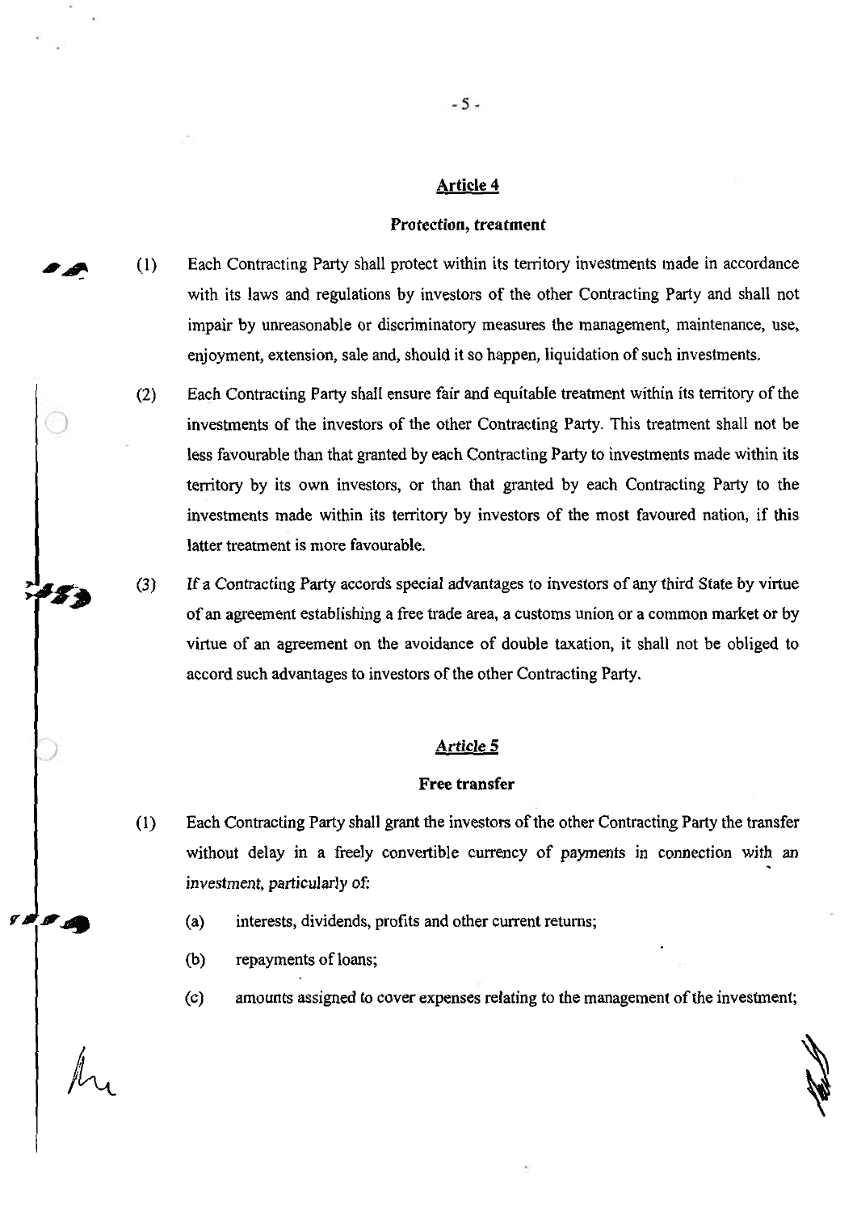## Article 4

### Protection, treatment

(1) Each Contracting Party shall protect within its territory investments made in accordance with its laws and regulations by investors of the other Contracting Party and shall not impair by unreasonable or discriminatory measures the management, maintenance, use, enjoyment, extension, sale and, should it so happen, liquidation of such investments.

(2) Each Contracting Party shall ensure fair and equitable treatment within its territory of the investments of the investors of the other Contracting Party. This treatment shall not be less favourable than that granted by each Contracting Party to investments made within its territory by its own investors, or than that granted by each Contracting Party to the investments made within its territory by investors of the most favoured nation, if this latter treatment is more favourable.

(3) If a Contracting Party accords special advantages to investors of any third State by virtue of an agreement establishing a free trade area, a customs union or a common market or by virtue of an agreement on the avoidance of double taxation, it shall not be obliged to accord such advantages to investors of the other Contracting Party.

## Article 5

### Free transfer

(1) Each Contracting Party shall grant the investors of the other Contracting Party the transfer without delay in a freely convertible currency of payments in connection with an investment, particularly of:

(a) interests, dividends, profits and other current returns;

(b) repayments of loans;

(c) amounts assigned to cover expenses relating to the management of the investment;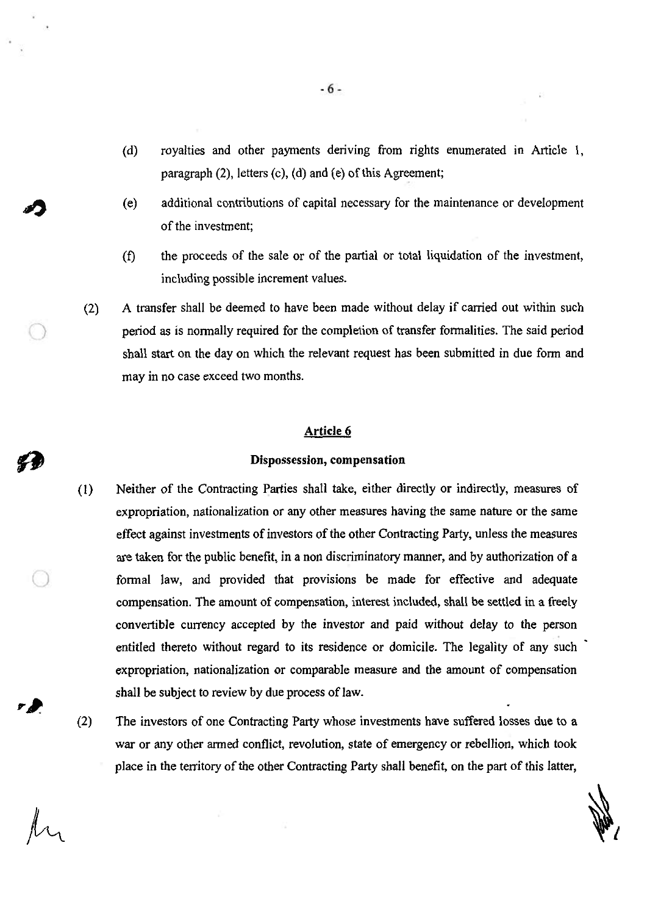(d) royalties and other payments deriving from rights enumerated in Article 1, paragraph (2), letters (c), (d) and (e) of this Agreement;

(e) additional contributions of capital necessary for the maintenance or development of the investment;

(f) the proceeds of the sale or of the partial or total liquidation of the investment, including possible increment values.

(2) A transfer shall be deemed to have been made without delay if carried out within such period as is normally required for the completion of transfer formalities. The said period shall start on the day on which the relevant request has been submitted in due form and may in no case exceed two months.

## Article 6

### Dispossession, compensation

(1) Neither of the Contracting Parties shall take, either directly or indirectly, measures of expropriation, nationalization or any other measures having the same nature or the same effect against investments of investors of the other Contracting Party, unless the measures are taken for the public benefit, in a non discriminatory manner, and by authorization of a formal law, and provided that provisions be made for effective and adequate compensation. The amount of compensation, interest included, shall be settled in a freely convertible currency accepted by the investor and paid without delay to the person entitled thereto without regard to its residence or domicile. The legality of any such expropriation, nationalization or comparable measure and the amount of compensation shall be subject to review by due process of law.

(2) The investors of one Contracting Party whose investments have suffered losses due to a war or any other armed conflict, revolution, state of emergency or rebellion, which took place in the territory of the other Contracting Party shall benefit, on the part of this latter,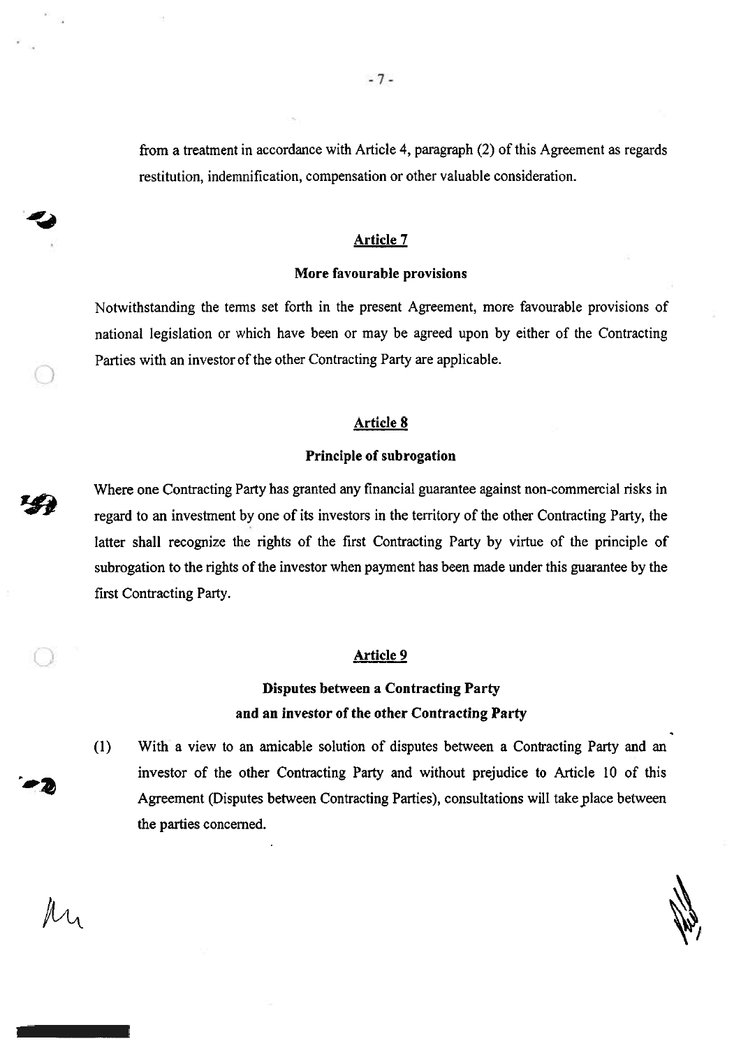from a treatment in accordance with Article 4, paragraph (2) of this Agreement as regards restitution, indemnification, compensation or other valuable consideration.

## Article 7

### More favourable provisions

Notwithstanding the terms set forth in the present Agreement, more favourable provisions of national legislation or which have been or may be agreed upon by either of the Contracting Parties with an investor of the other Contracting Party are applicable.

## Article 8

### Principle of subrogation

Where one Contracting Party has granted any financial guarantee against non-commercial risks in regard to an investment by one of its investors in the territory of the other Contracting Party, the latter shall recognize the rights of the first Contracting Party by virtue of the principle of subrogation to the rights of the investor when payment has been made under this guarantee by the first Contracting Party.

## Article 9

### Disputes between a Contracting Party and an investor of the other Contracting Party

(1) With a view to an amicable solution of disputes between a Contracting Party and an investor of the other Contracting Party and without prejudice to Article 10 of this Agreement (Disputes between Contracting Parties), consultations will take place between the parties concerned.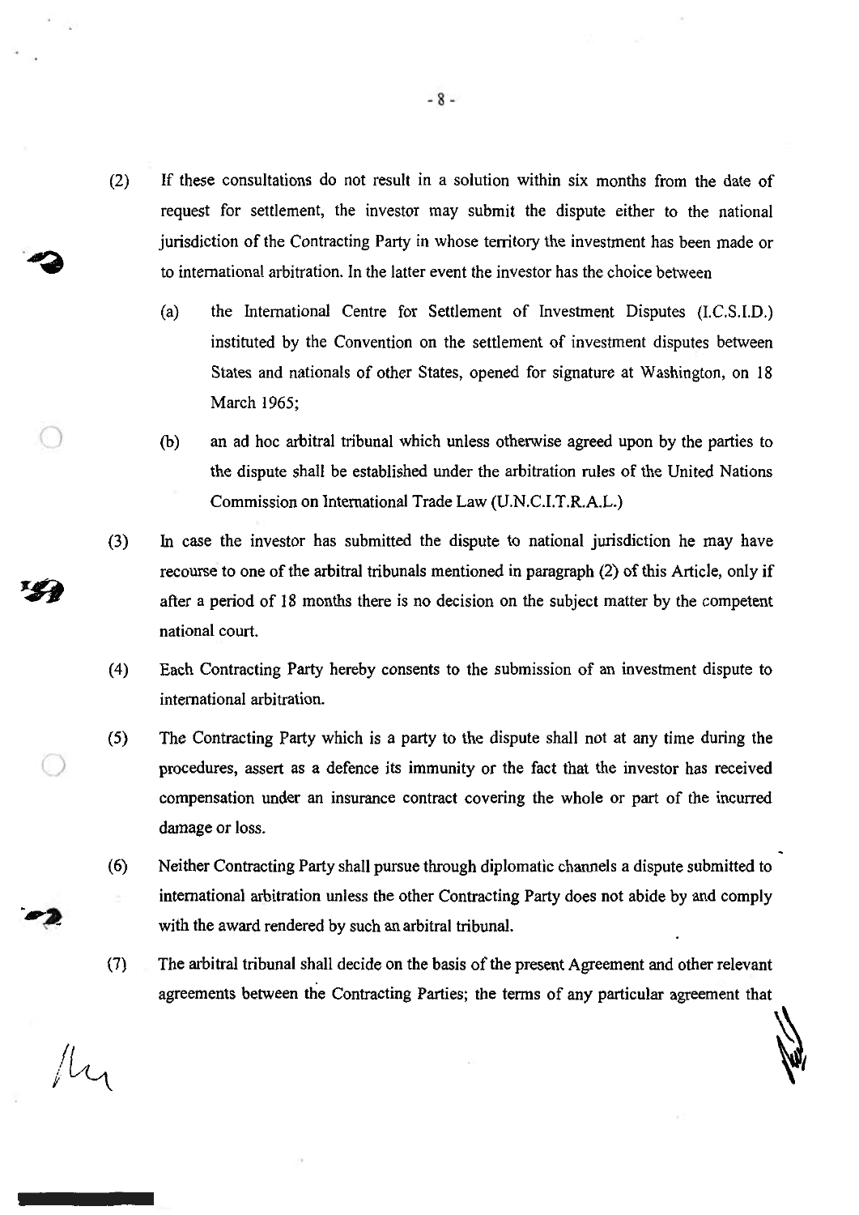(2) If these consultations do not result in a solution within six months from the date of request for settlement, the investor may submit the dispute either to the national jurisdiction of the Contracting Party in whose territory the investment has been made or to international arbitration. In the latter event the investor has the choice between

   (a) the International Centre for Settlement of Investment Disputes (I.C.S.I.D.) instituted by the Convention on the settlement of investment disputes between States and nationals of other States, opened for signature at Washington, on 18 March 1965;

   (b) an ad hoc arbitral tribunal which unless otherwise agreed upon by the parties to the dispute shall be established under the arbitration rules of the United Nations Commission on International Trade Law (U.N.C.I.T.R.A.L.)

(3) In case the investor has submitted the dispute to national jurisdiction he may have recourse to one of the arbitral tribunals mentioned in paragraph (2) of this Article, only if after a period of 18 months there is no decision on the subject matter by the competent national court.

(4) Each Contracting Party hereby consents to the submission of an investment dispute to international arbitration.

(5) The Contracting Party which is a party to the dispute shall not at any time during the procedures, assert as a defence its immunity or the fact that the investor has received compensation under an insurance contract covering the whole or part of the incurred damage or loss.

(6) Neither Contracting Party shall pursue through diplomatic channels a dispute submitted to international arbitration unless the other Contracting Party does not abide by and comply with the award rendered by such an arbitral tribunal.

(7) The arbitral tribunal shall decide on the basis of the present Agreement and other relevant agreements between the Contracting Parties; the terms of any particular agreement that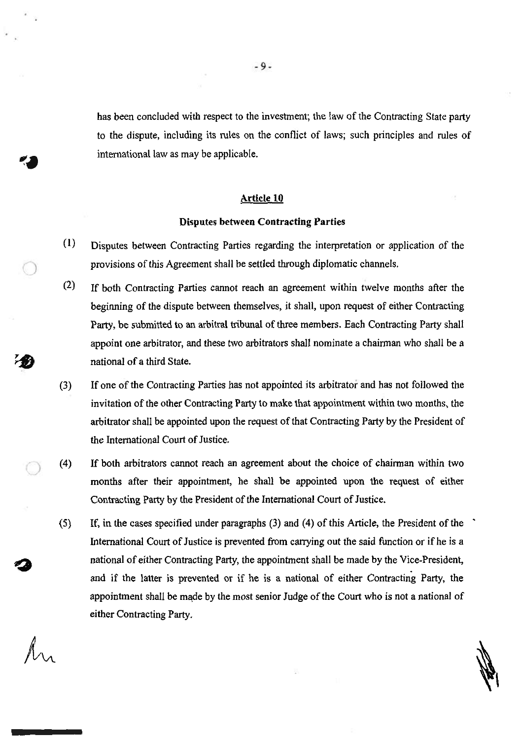has been concluded with respect to the investment; the law of the Contracting State party to the dispute, including its rules on the conflict of laws; such principles and rules of international law as may be applicable.

## Article 10

### Disputes between Contracting Parties

(1) Disputes between Contracting Parties regarding the interpretation or application of the provisions of this Agreement shall be settled through diplomatic channels.

(2) If both Contracting Parties cannot reach an agreement within twelve months after the beginning of the dispute between themselves, it shall, upon request of either Contracting Party, be submitted to an arbitral tribunal of three members. Each Contracting Party shall appoint one arbitrator, and these two arbitrators shall nominate a chairman who shall be a national of a third State.

(3) If one of the Contracting Parties has not appointed its arbitrator and has not followed the invitation of the other Contracting Party to make that appointment within two months, the arbitrator shall be appointed upon the request of that Contracting Party by the President of the International Court of Justice.

(4) If both arbitrators cannot reach an agreement about the choice of chairman within two months after their appointment, he shall be appointed upon the request of either Contracting Party by the President of the International Court of Justice.

(5) If, in the cases specified under paragraphs (3) and (4) of this Article, the President of the International Court of Justice is prevented from carrying out the said function or if he is a national of either Contracting Party, the appointment shall be made by the Vice-President, and if the latter is prevented or if he is a national of either Contracting Party, the appointment shall be made by the most senior Judge of the Court who is not a national of either Contracting Party.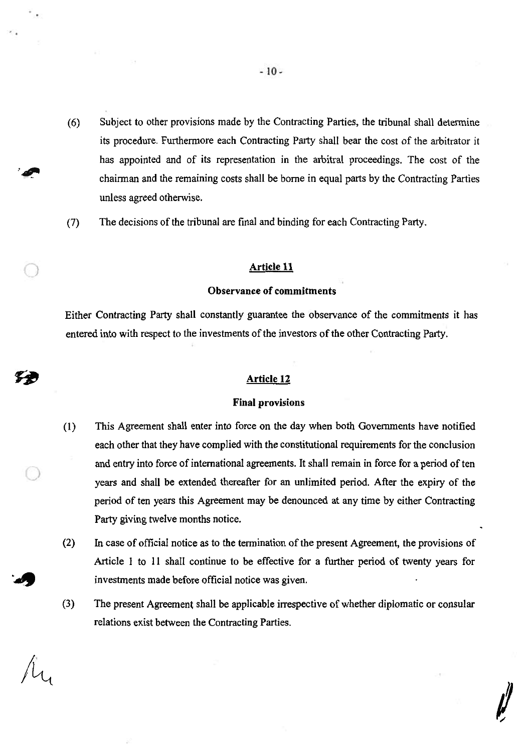(6) Subject to other provisions made by the Contracting Parties, the tribunal shall determine its procedure. Furthermore each Contracting Party shall bear the cost of the arbitrator it has appointed and of its representation in the arbitral proceedings. The cost of the chairman and the remaining costs shall be borne in equal parts by the Contracting Parties unless agreed otherwise.

(7) The decisions of the tribunal are final and binding for each Contracting Party.

## Article 11

### Observance of commitments

Either Contracting Party shall constantly guarantee the observance of the commitments it has entered into with respect to the investments of the investors of the other Contracting Party.

## Article 12

### Final provisions

(1) This Agreement shall enter into force on the day when both Governments have notified each other that they have complied with the constitutional requirements for the conclusion and entry into force of international agreements. It shall remain in force for a period of ten years and shall be extended thereafter for an unlimited period. After the expiry of the period of ten years this Agreement may be denounced at any time by either Contracting Party giving twelve months notice.

(2) In case of official notice as to the termination of the present Agreement, the provisions of Article 1 to 11 shall continue to be effective for a further period of twenty years for investments made before official notice was given.

(3) The present Agreement shall be applicable irrespective of whether diplomatic or consular relations exist between the Contracting Parties.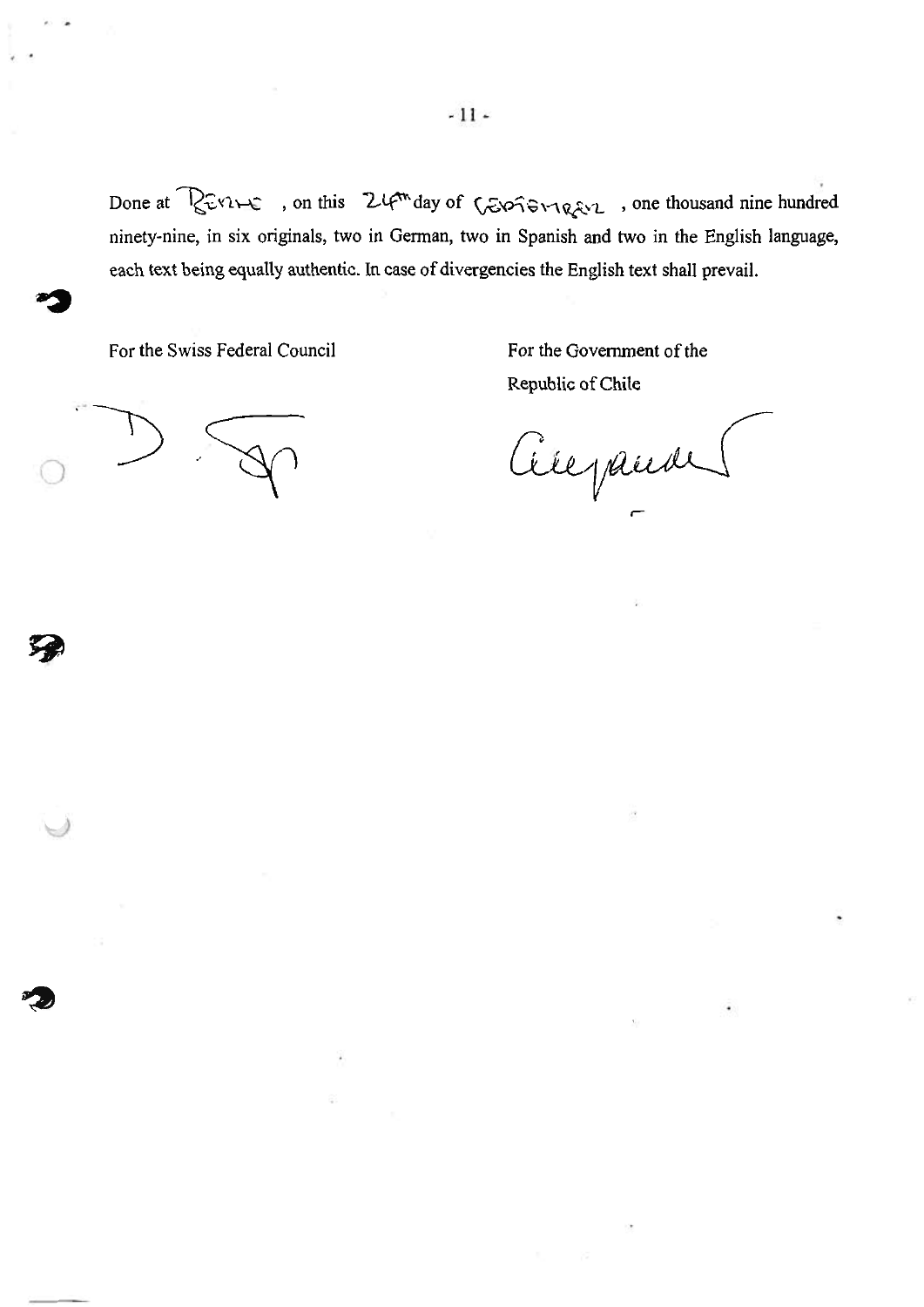Done at Berne, on this 24th day of September, one thousand nine hundred ninety-nine, in six originals, two in German, two in Spanish and two in the English language, each text being equally authentic. In case of divergencies the English text shall prevail.

For the Swiss Federal Council

For the Government of the Republic of Chile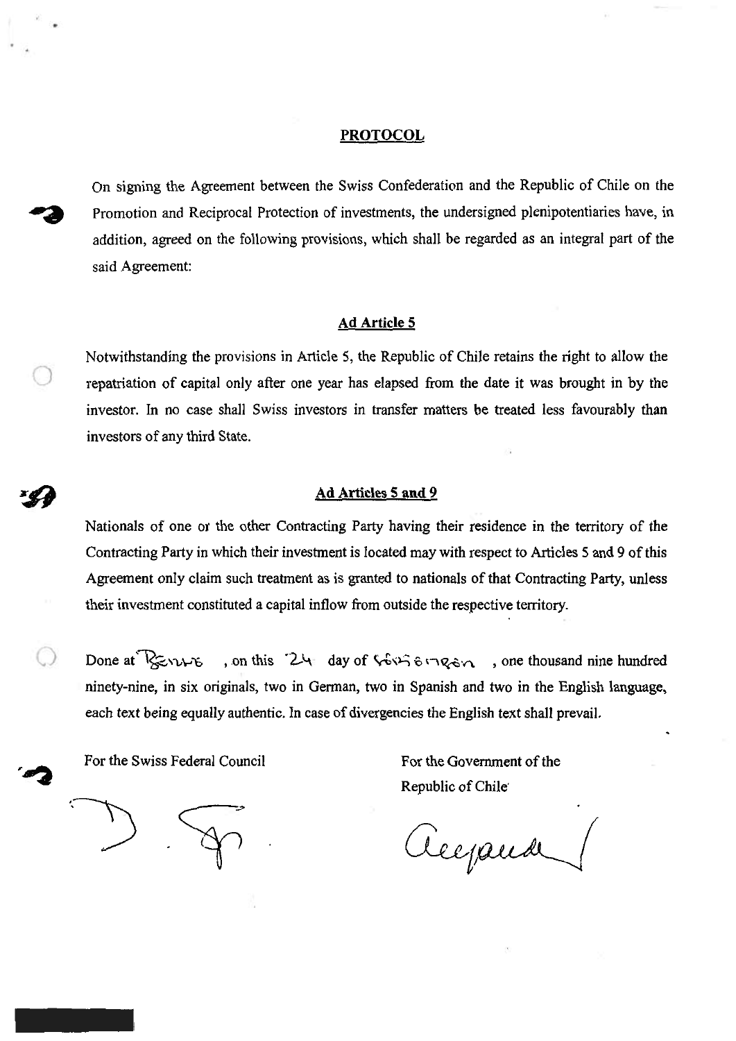## PROTOCOL

On signing the Agreement between the Swiss Confederation and the Republic of Chile on the Promotion and Reciprocal Protection of investments, the undersigned plenipotentiaries have, in addition, agreed on the following provisions, which shall be regarded as an integral part of the said Agreement:

### Ad Article 5

Notwithstanding the provisions in Article 5, the Republic of Chile retains the right to allow the repatriation of capital only after one year has elapsed from the date it was brought in by the investor. In no case shall Swiss investors in transfer matters be treated less favourably than investors of any third State.

### Ad Articles 5 and 9

Nationals of one or the other Contracting Party having their residence in the territory of the Contracting Party in which their investment is located may with respect to Articles 5 and 9 of this Agreement only claim such treatment as is granted to nationals of that Contracting Party, unless their investment constituted a capital inflow from outside the respective territory.

Done at Berne, on this 24 day of September, one thousand nine hundred ninety-nine, in six originals, two in German, two in Spanish and two in the English language, each text being equally authentic. In case of divergencies the English text shall prevail.

| | |
|---|---|
| For the Swiss Federal Council | For the Government of the Republic of Chile |